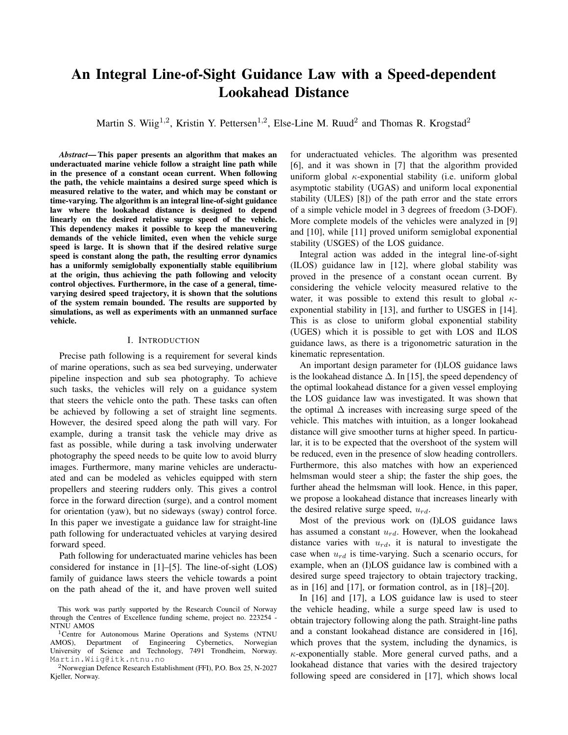# An Integral Line-of-Sight Guidance Law with a Speed-dependent Lookahead Distance

Martin S. Wiig[1,2], Kristin Y. Pettersen[1,2], Else-Line M. Ruud[2] and Thomas R. Krogstad[2]

***Abstract*— This paper presents an algorithm that makes an underactuated marine vehicle follow a straight line path while in the presence of a constant ocean current. When following the path, the vehicle maintains a desired surge speed which is measured relative to the water, and which may be constant or time-varying. The algorithm is an integral line-of-sight guidance law where the lookahead distance is designed to depend linearly on the desired relative surge speed of the vehicle. This dependency makes it possible to keep the maneuvering demands of the vehicle limited, even when the vehicle surge speed is large. It is shown that if the desired relative surge speed is constant along the path, the resulting error dynamics has a uniformly semiglobally exponentially stable equilibrium at the origin, thus achieving the path following and velocity control objectives. Furthermore, in the case of a general, time-varying desired speed trajectory, it is shown that the solutions of the system remain bounded. The results are supported by simulations, as well as experiments with an unmanned surface vehicle.**

## I. Introduction

Precise path following is a requirement for several kinds of marine operations, such as sea bed surveying, underwater pipeline inspection and sub sea photography. To achieve such tasks, the vehicles will rely on a guidance system that steers the vehicle onto the path. These tasks can often be achieved by following a set of straight line segments. However, the desired speed along the path will vary. For example, during a transit task the vehicle may drive as fast as possible, while during a task involving underwater photography the speed needs to be quite low to avoid blurry images. Furthermore, many marine vehicles are underactuated and can be modeled as vehicles equipped with stern propellers and steering rudders only. This gives a control force in the forward direction (surge), and a control moment for orientation (yaw), but no sideways (sway) control force. In this paper we investigate a guidance law for straight-line path following for underactuated vehicles at varying desired forward speed.

Path following for underactuated marine vehicles has been considered for instance in [1]–[5]. The line-of-sight (LOS) family of guidance laws steers the vehicle towards a point on the path ahead of the it, and have proven well suited for underactuated vehicles. The algorithm was presented [6], and it was shown in [7] that the algorithm provided uniform global $\kappa$-exponential stability (i.e. uniform global asymptotic stability (UGAS) and uniform local exponential stability (ULES) [8]) of the path error and the state errors of a simple vehicle model in 3 degrees of freedom (3-DOF). More complete models of the vehicles were analyzed in [9] and [10], while [11] proved uniform semiglobal exponential stability (USGES) of the LOS guidance.

Integral action was added in the integral line-of-sight (ILOS) guidance law in [12], where global stability was proved in the presence of a constant ocean current. By considering the vehicle velocity measured relative to the water, it was possible to extend this result to global $\kappa$-exponential stability in [13], and further to USGES in [14]. This is as close to uniform global exponential stability (UGES) which it is possible to get with LOS and ILOS guidance laws, as there is a trigonometric saturation in the kinematic representation.

An important design parameter for (I)LOS guidance laws is the lookahead distance $\Delta$. In [15], the speed dependency of the optimal lookahead distance for a given vessel employing the LOS guidance law was investigated. It was shown that the optimal $\Delta$ increases with increasing surge speed of the vehicle. This matches with intuition, as a longer lookahead distance will give smoother turns at higher speed. In particular, it is to be expected that the overshoot of the system will be reduced, even in the presence of slow heading controllers. Furthermore, this also matches with how an experienced helmsman would steer a ship; the faster the ship goes, the further ahead the helmsman will look. Hence, in this paper, we propose a lookahead distance that increases linearly with the desired relative surge speed, $u_{rd}$.

Most of the previous work on (I)LOS guidance laws has assumed a constant $u_{rd}$. However, when the lookahead distance varies with $u_{rd}$, it is natural to investigate the case when $u_{rd}$ is time-varying. Such a scenario occurs, for example, when an (I)LOS guidance law is combined with a desired surge speed trajectory to obtain trajectory tracking, as in [16] and [17], or formation control, as in [18]–[20].

In [16] and [17], a LOS guidance law is used to steer the vehicle heading, while a surge speed law is used to obtain trajectory following along the path. Straight-line paths and a constant lookahead distance are considered in [16], which proves that the system, including the dynamics, is $\kappa$-exponentially stable. More general curved paths, and a lookahead distance that varies with the desired trajectory following speed are considered in [17], which shows local

This work was partly supported by the Research Council of Norway through the Centres of Excellence funding scheme, project no. 223254 - NTNU AMOS

[1]Centre for Autonomous Marine Operations and Systems (NTNU AMOS), Department of Engineering Cybernetics, Norwegian University of Science and Technology, 7491 Trondheim, Norway. Martin.Wiig@itk.ntnu.no

[2]Norwegian Defence Research Establishment (FFI), P.O. Box 25, N-2027 Kjeller, Norway.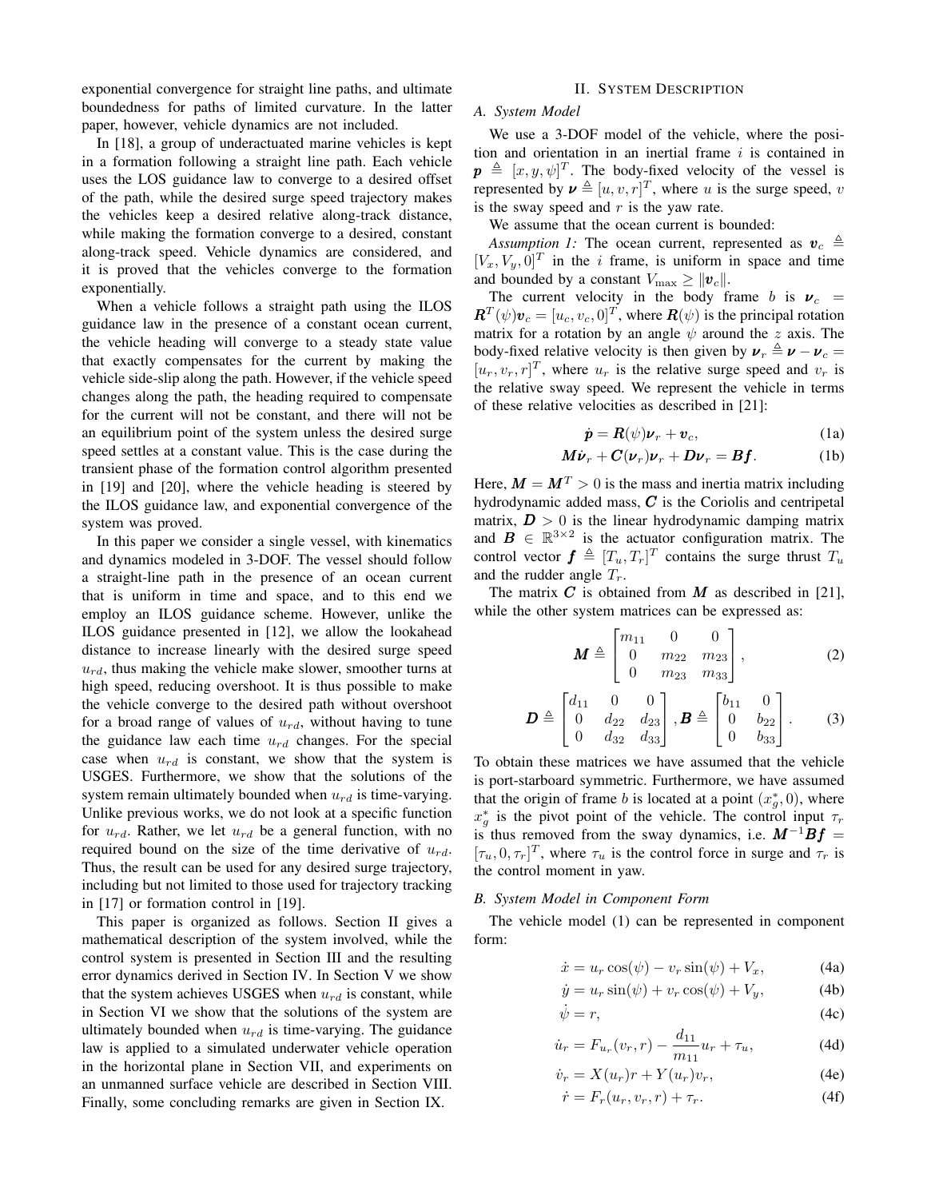exponential convergence for straight line paths, and ultimate boundedness for paths of limited curvature. In the latter paper, however, vehicle dynamics are not included.

In [18], a group of underactuated marine vehicles is kept in a formation following a straight line path. Each vehicle uses the LOS guidance law to converge to a desired offset of the path, while the desired surge speed trajectory makes the vehicles keep a desired relative along-track distance, while making the formation converge to a desired, constant along-track speed. Vehicle dynamics are considered, and it is proved that the vehicles converge to the formation exponentially.

When a vehicle follows a straight path using the ILOS guidance law in the presence of a constant ocean current, the vehicle heading will converge to a steady state value that exactly compensates for the current by making the vehicle side-slip along the path. However, if the vehicle speed changes along the path, the heading required to compensate for the current will not be constant, and there will not be an equilibrium point of the system unless the desired surge speed settles at a constant value. This is the case during the transient phase of the formation control algorithm presented in [19] and [20], where the vehicle heading is steered by the ILOS guidance law, and exponential convergence of the system was proved.

In this paper we consider a single vessel, with kinematics and dynamics modeled in 3-DOF. The vessel should follow a straight-line path in the presence of an ocean current that is uniform in time and space, and to this end we employ an ILOS guidance scheme. However, unlike the ILOS guidance presented in [12], we allow the lookahead distance to increase linearly with the desired surge speed $u_{rd}$, thus making the vehicle make slower, smoother turns at high speed, reducing overshoot. It is thus possible to make the vehicle converge to the desired path without overshoot for a broad range of values of $u_{rd}$, without having to tune the guidance law each time $u_{rd}$ changes. For the special case when $u_{rd}$ is constant, we show that the system is USGES. Furthermore, we show that the solutions of the system remain ultimately bounded when $u_{rd}$ is time-varying. Unlike previous works, we do not look at a specific function for $u_{rd}$. Rather, we let $u_{rd}$ be a general function, with no required bound on the size of the time derivative of $u_{rd}$. Thus, the result can be used for any desired surge trajectory, including but not limited to those used for trajectory tracking in [17] or formation control in [19].

This paper is organized as follows. Section II gives a mathematical description of the system involved, while the control system is presented in Section III and the resulting error dynamics derived in Section IV. In Section V we show that the system achieves USGES when $u_{rd}$ is constant, while in Section VI we show that the solutions of the system are ultimately bounded when $u_{rd}$ is time-varying. The guidance law is applied to a simulated underwater vehicle operation in the horizontal plane in Section VII, and experiments on an unmanned surface vehicle are described in Section VIII. Finally, some concluding remarks are given in Section IX.

## II. System Description

### A. System Model

We use a 3-DOF model of the vehicle, where the position and orientation in an inertial frame $i$ is contained in $\boldsymbol{p} \triangleq [x, y, \psi]^T$. The body-fixed velocity of the vessel is represented by $\boldsymbol{\nu} \triangleq [u, v, r]^T$, where $u$ is the surge speed, $v$ is the sway speed and $r$ is the yaw rate.

We assume that the ocean current is bounded:

*Assumption 1:* The ocean current, represented as $\boldsymbol{v}_c \triangleq [V_x, V_y, 0]^T$ in the $i$ frame, is uniform in space and time and bounded by a constant $V_{\max} \geq \|\boldsymbol{v}_c\|$.

The current velocity in the body frame $b$ is $\boldsymbol{\nu}_c = \boldsymbol{R}^T(\psi)\boldsymbol{v}_c = [u_c, v_c, 0]^T$, where $\boldsymbol{R}(\psi)$ is the principal rotation matrix for a rotation by an angle $\psi$ around the $z$ axis. The body-fixed relative velocity is then given by $\boldsymbol{\nu}_r \triangleq \boldsymbol{\nu} - \boldsymbol{\nu}_c = [u_r, v_r, r]^T$, where $u_r$ is the relative surge speed and $v_r$ is the relative sway speed. We represent the vehicle in terms of these relative velocities as described in [21]:

$$\dot{\boldsymbol{p}} = \boldsymbol{R}(\psi)\boldsymbol{\nu}_r + \boldsymbol{v}_c, \tag{1a}$$

$$\boldsymbol{M}\dot{\boldsymbol{\nu}}_r + \boldsymbol{C}(\boldsymbol{\nu}_r)\boldsymbol{\nu}_r + \boldsymbol{D}\boldsymbol{\nu}_r = \boldsymbol{B}\boldsymbol{f}. \tag{1b}$$

Here, $\boldsymbol{M} = \boldsymbol{M}^T > 0$ is the mass and inertia matrix including hydrodynamic added mass, $\boldsymbol{C}$ is the Coriolis and centripetal matrix, $\boldsymbol{D} > 0$ is the linear hydrodynamic damping matrix and $\boldsymbol{B} \in \mathbb{R}^{3\times 2}$ is the actuator configuration matrix. The control vector $\boldsymbol{f} \triangleq [T_u, T_r]^T$ contains the surge thrust $T_u$ and the rudder angle $T_r$.

The matrix $\boldsymbol{C}$ is obtained from $\boldsymbol{M}$ as described in [21], while the other system matrices can be expressed as:

$$\boldsymbol{M} \triangleq \begin{bmatrix} m_{11} & 0 & 0 \\ 0 & m_{22} & m_{23} \\ 0 & m_{23} & m_{33} \end{bmatrix}, \tag{2}$$

$$\boldsymbol{D} \triangleq \begin{bmatrix} d_{11} & 0 & 0 \\ 0 & d_{22} & d_{23} \\ 0 & d_{32} & d_{33} \end{bmatrix}, \boldsymbol{B} \triangleq \begin{bmatrix} b_{11} & 0 \\ 0 & b_{22} \\ 0 & b_{33} \end{bmatrix}. \tag{3}$$

To obtain these matrices we have assumed that the vehicle is port-starboard symmetric. Furthermore, we have assumed that the origin of frame $b$ is located at a point $(x_g^*, 0)$, where $x_g^*$ is the pivot point of the vehicle. The control input $\tau_r$ is thus removed from the sway dynamics, i.e. $\boldsymbol{M}^{-1}\boldsymbol{B}\boldsymbol{f} = [\tau_u, 0, \tau_r]^T$, where $\tau_u$ is the control force in surge and $\tau_r$ is the control moment in yaw.

### B. System Model in Component Form

The vehicle model (1) can be represented in component form:

$$\dot{x} = u_r\cos(\psi) - v_r\sin(\psi) + V_x, \tag{4a}$$

$$\dot{y} = u_r\sin(\psi) + v_r\cos(\psi) + V_y, \tag{4b}$$

$$\dot{\psi} = r, \tag{4c}$$

$$\dot{u}_r = F_{u_r}(v_r, r) - \frac{d_{11}}{m_{11}}u_r + \tau_u, \tag{4d}$$

$$\dot{v}_r = X(u_r)r + Y(u_r)v_r, \tag{4e}$$

$$\dot{r} = F_r(u_r, v_r, r) + \tau_r. \tag{4f}$$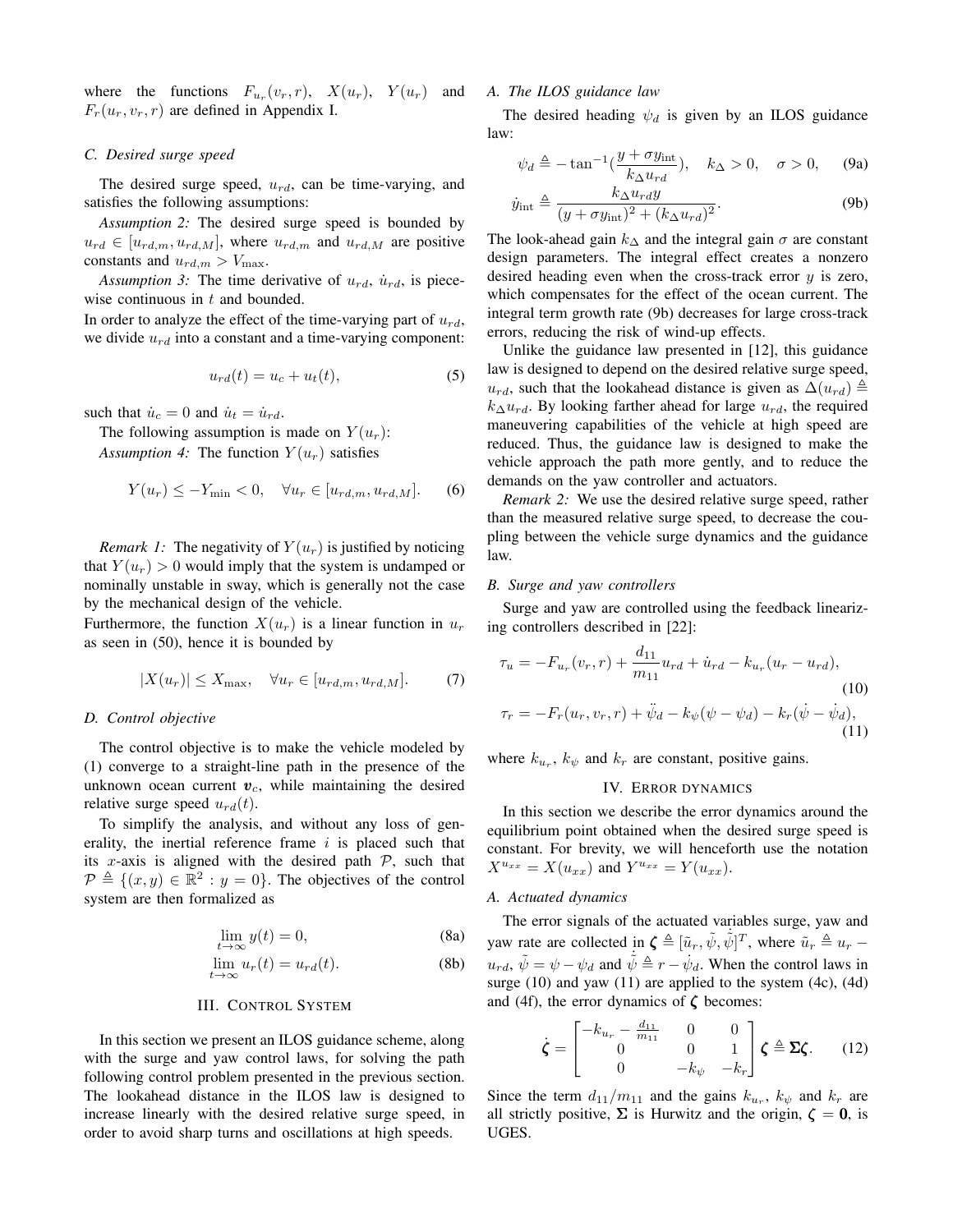where the functions $F_{u_r}(v_r, r)$, $X(u_r)$, $Y(u_r)$ and $F_r(u_r, v_r, r)$ are defined in Appendix I.

### C. Desired surge speed

The desired surge speed, $u_{rd}$, can be time-varying, and satisfies the following assumptions:

*Assumption 2:* The desired surge speed is bounded by $u_{rd} \in [u_{rd,m}, u_{rd,M}]$, where $u_{rd,m}$ and $u_{rd,M}$ are positive constants and $u_{rd,m} > V_{\max}$.

*Assumption 3:* The time derivative of $u_{rd}$, $\dot{u}_{rd}$, is piecewise continuous in $t$ and bounded.

In order to analyze the effect of the time-varying part of $u_{rd}$, we divide $u_{rd}$ into a constant and a time-varying component:

$$u_{rd}(t) = u_c + u_t(t), \tag{5}$$

such that $\dot{u}_c = 0$ and $\dot{u}_t = \dot{u}_{rd}$.

The following assumption is made on $Y(u_r)$:

*Assumption 4:* The function $Y(u_r)$ satisfies

$$Y(u_r) \leq -Y_{\min} < 0, \quad \forall u_r \in [u_{rd,m}, u_{rd,M}]. \tag{6}$$

*Remark 1:* The negativity of $Y(u_r)$ is justified by noticing that $Y(u_r) > 0$ would imply that the system is undamped or nominally unstable in sway, which is generally not the case by the mechanical design of the vehicle.

Furthermore, the function $X(u_r)$ is a linear function in $u_r$ as seen in (50), hence it is bounded by

$$|X(u_r)| \leq X_{\max}, \quad \forall u_r \in [u_{rd,m}, u_{rd,M}]. \tag{7}$$

### D. Control objective

The control objective is to make the vehicle modeled by (1) converge to a straight-line path in the presence of the unknown ocean current $\boldsymbol{v}_c$, while maintaining the desired relative surge speed $u_{rd}(t)$.

To simplify the analysis, and without any loss of generality, the inertial reference frame $i$ is placed such that its $x$-axis is aligned with the desired path $\mathcal{P}$, such that $\mathcal{P} \triangleq \{(x, y) \in \mathbb{R}^2 : y = 0\}$. The objectives of the control system are then formalized as

$$\lim_{t\to\infty} y(t) = 0, \tag{8a}$$

$$\lim_{t\to\infty} u_r(t) = u_{rd}(t). \tag{8b}$$

## III. Control System

In this section we present an ILOS guidance scheme, along with the surge and yaw control laws, for solving the path following control problem presented in the previous section. The lookahead distance in the ILOS law is designed to increase linearly with the desired relative surge speed, in order to avoid sharp turns and oscillations at high speeds.

### A. The ILOS guidance law

The desired heading $\psi_d$ is given by an ILOS guidance law:

$$\psi_d \triangleq -\tan^{-1}\left(\frac{y + \sigma y_{\text{int}}}{k_\Delta u_{rd}}\right), \quad k_\Delta > 0, \quad \sigma > 0, \tag{9a}$$

$$\dot{y}_{\text{int}} \triangleq \frac{k_\Delta u_{rd} y}{(y + \sigma y_{\text{int}})^2 + (k_\Delta u_{rd})^2}. \tag{9b}$$

The look-ahead gain $k_\Delta$ and the integral gain $\sigma$ are constant design parameters. The integral effect creates a nonzero desired heading even when the cross-track error $y$ is zero, which compensates for the effect of the ocean current. The integral term growth rate (9b) decreases for large cross-track errors, reducing the risk of wind-up effects.

Unlike the guidance law presented in [12], this guidance law is designed to depend on the desired relative surge speed, $u_{rd}$, such that the lookahead distance is given as $\Delta(u_{rd}) \triangleq k_\Delta u_{rd}$. By looking farther ahead for large $u_{rd}$, the required maneuvering capabilities of the vehicle at high speed are reduced. Thus, the guidance law is designed to make the vehicle approach the path more gently, and to reduce the demands on the yaw controller and actuators.

*Remark 2:* We use the desired relative surge speed, rather than the measured relative surge speed, to decrease the coupling between the vehicle surge dynamics and the guidance law.

### B. Surge and yaw controllers

Surge and yaw are controlled using the feedback linearizing controllers described in [22]:

$$\tau_u = -F_{u_r}(v_r, r) + \frac{d_{11}}{m_{11}} u_{rd} + \dot{u}_{rd} - k_{u_r}(u_r - u_{rd}), \tag{10}$$

$$\tau_r = -F_r(u_r, v_r, r) + \ddot{\psi}_d - k_\psi(\psi - \psi_d) - k_r(\dot{\psi} - \dot{\psi}_d), \tag{11}$$

where $k_{u_r}$, $k_\psi$ and $k_r$ are constant, positive gains.

## IV. Error Dynamics

In this section we describe the error dynamics around the equilibrium point obtained when the desired surge speed is constant. For brevity, we will henceforth use the notation $X^{u_{xx}} = X(u_{xx})$ and $Y^{u_{xx}} = Y(u_{xx})$.

### A. Actuated dynamics

The error signals of the actuated variables surge, yaw and yaw rate are collected in $\boldsymbol{\zeta} \triangleq [\tilde{u}_r, \tilde{\psi}, \dot{\tilde{\psi}}]^T$, where $\tilde{u}_r \triangleq u_r - u_{rd}$, $\tilde{\psi} = \psi - \psi_d$ and $\dot{\tilde{\psi}} \triangleq r - \dot{\psi}_d$. When the control laws in surge (10) and yaw (11) are applied to the system (4c), (4d) and (4f), the error dynamics of $\boldsymbol{\zeta}$ becomes:

$$\dot{\boldsymbol{\zeta}} = \begin{bmatrix} -k_{u_r} - \frac{d_{11}}{m_{11}} & 0 & 0 \\ 0 & 0 & 1 \\ 0 & -k_\psi & -k_r \end{bmatrix} \boldsymbol{\zeta} \triangleq \boldsymbol{\Sigma}\boldsymbol{\zeta}. \tag{12}$$

Since the term $d_{11}/m_{11}$ and the gains $k_{u_r}$, $k_\psi$ and $k_r$ are all strictly positive, $\boldsymbol{\Sigma}$ is Hurwitz and the origin, $\boldsymbol{\zeta} = \mathbf{0}$, is UGES.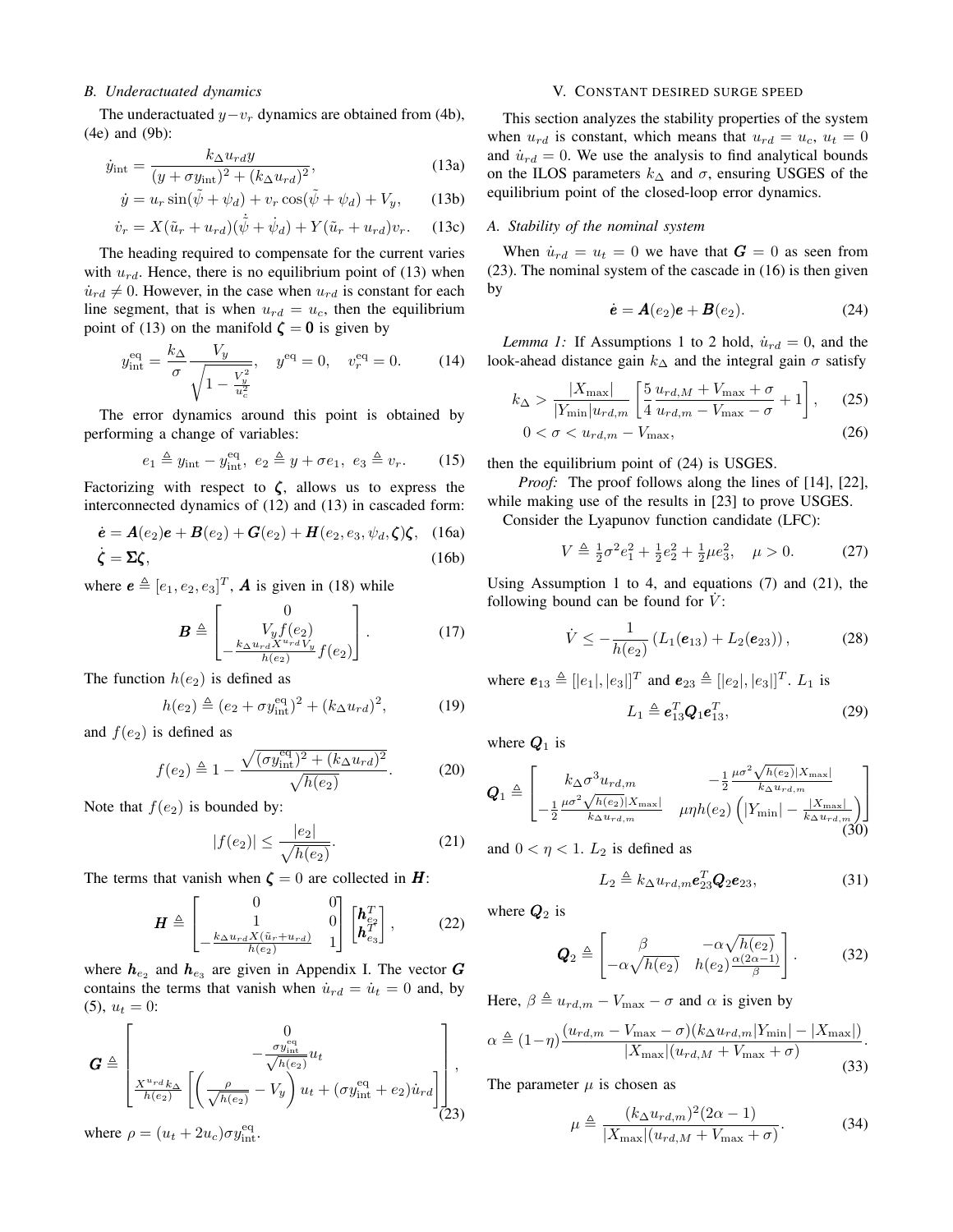### B. Underactuated dynamics

The underactuated $y-v_r$ dynamics are obtained from (4b), (4e) and (9b):

$$\dot{y}_{\rm int} = \frac{k_\Delta u_{rd} y}{(y+\sigma y_{\rm int})^2 + (k_\Delta u_{rd})^2}, \tag{13a}$$

$$\dot{y} = u_r \sin(\tilde{\psi}+\psi_d) + v_r \cos(\tilde{\psi}+\psi_d) + V_y, \tag{13b}$$

$$\dot{v}_r = X(\tilde{u}_r + u_{rd})(\dot{\tilde{\psi}} + \dot{\psi}_d) + Y(\tilde{u}_r + u_{rd}) v_r. \tag{13c}$$

The heading required to compensate for the current varies with $u_{rd}$. Hence, there is no equilibrium point of (13) when $\dot{u}_{rd} \neq 0$. However, in the case when $u_{rd}$ is constant for each line segment, that is when $u_{rd} = u_c$, then the equilibrium point of (13) on the manifold $\boldsymbol{\zeta} = \mathbf{0}$ is given by

$$y_{\rm int}^{\rm eq} = \frac{k_\Delta}{\sigma} \frac{V_y}{\sqrt{1-\frac{V_y^2}{u_c^2}}}, \quad y^{\rm eq} = 0, \quad v_r^{\rm eq} = 0. \tag{14}$$

The error dynamics around this point is obtained by performing a change of variables:

$$e_1 \triangleq y_{\rm int} - y_{\rm int}^{\rm eq}, \; e_2 \triangleq y + \sigma e_1, \; e_3 \triangleq v_r. \tag{15}$$

Factorizing with respect to $\boldsymbol{\zeta}$, allows us to express the interconnected dynamics of (12) and (13) in cascaded form:

$$\dot{\boldsymbol{e}} = \boldsymbol{A}(e_2)\boldsymbol{e} + \boldsymbol{B}(e_2) + \boldsymbol{G}(e_2) + \boldsymbol{H}(e_2, e_3, \psi_d, \boldsymbol{\zeta})\boldsymbol{\zeta}, \tag{16a}$$

$$\dot{\boldsymbol{\zeta}} = \boldsymbol{\Sigma}\boldsymbol{\zeta}, \tag{16b}$$

where $\boldsymbol{e} \triangleq [e_1, e_2, e_3]^T$, $\boldsymbol{A}$ is given in (18) while

$$\boldsymbol{B} \triangleq \begin{bmatrix} 0 \\ V_y f(e_2) \\ -\frac{k_\Delta u_{rd} X^{u_{rd}} V_y}{h(e_2)} f(e_2) \end{bmatrix}. \tag{17}$$

The function $h(e_2)$ is defined as

$$h(e_2) \triangleq (e_2 + \sigma y_{\rm int}^{\rm eq})^2 + (k_\Delta u_{rd})^2, \tag{19}$$

and $f(e_2)$ is defined as

$$f(e_2) \triangleq 1 - \frac{\sqrt{(\sigma y_{\rm int}^{\rm eq})^2 + (k_\Delta u_{rd})^2}}{\sqrt{h(e_2)}}. \tag{20}$$

Note that $f(e_2)$ is bounded by:

$$|f(e_2)| \leq \frac{|e_2|}{\sqrt{h(e_2)}}. \tag{21}$$

The terms that vanish when $\boldsymbol{\zeta} = 0$ are collected in $\boldsymbol{H}$:

$$\boldsymbol{H} \triangleq \begin{bmatrix} 0 & 0 \\ 1 & 0 \\ -\frac{k_\Delta u_{rd} X(\tilde{u}_r + u_{rd})}{h(e_2)} & 1 \end{bmatrix} \begin{bmatrix} \boldsymbol{h}_{e_2}^T \\ \boldsymbol{h}_{e_3}^T \end{bmatrix}, \tag{22}$$

where $\boldsymbol{h}_{e_2}$ and $\boldsymbol{h}_{e_3}$ are given in Appendix I. The vector $\boldsymbol{G}$ contains the terms that vanish when $\dot{u}_{rd} = \dot{u}_t = 0$ and, by (5), $u_t = 0$:

$$\boldsymbol{G} \triangleq \begin{bmatrix} 0 \\ -\frac{\sigma y_{\rm int}^{\rm eq}}{\sqrt{h(e_2)}} u_t \\ \frac{X^{u_{rd}} k_\Delta}{h(e_2)} \left[ \left( \frac{\rho}{\sqrt{h(e_2)}} - V_y \right) u_t + (\sigma y_{\rm int}^{\rm eq} + e_2)\dot{u}_{rd} \right] \end{bmatrix}, \tag{23}$$

where $\rho = (u_t + 2u_c)\sigma y_{\rm int}^{\rm eq}$.

## V. Constant desired surge speed

This section analyzes the stability properties of the system when $u_{rd}$ is constant, which means that $u_{rd} = u_c$, $u_t = 0$ and $\dot{u}_{rd} = 0$. We use the analysis to find analytical bounds on the ILOS parameters $k_\Delta$ and $\sigma$, ensuring USGES of the equilibrium point of the closed-loop error dynamics.

### A. Stability of the nominal system

When $\dot{u}_{rd} = u_t = 0$ we have that $\boldsymbol{G} = 0$ as seen from (23). The nominal system of the cascade in (16) is then given by

$$\dot{\boldsymbol{e}} = \boldsymbol{A}(e_2)\boldsymbol{e} + \boldsymbol{B}(e_2). \tag{24}$$

*Lemma 1:* If Assumptions 1 to 2 hold, $\dot{u}_{rd} = 0$, and the look-ahead distance gain $k_\Delta$ and the integral gain $\sigma$ satisfy

$$k_\Delta > \frac{|X_{\max}|}{|Y_{\min}| u_{rd,m}} \left[ \frac{5}{4} \frac{u_{rd,M} + V_{\max} + \sigma}{u_{rd,m} - V_{\max} - \sigma} + 1 \right], \tag{25}$$

$$0 < \sigma < u_{rd,m} - V_{\max}, \tag{26}$$

then the equilibrium point of (24) is USGES.

*Proof:* The proof follows along the lines of [14], [22], while making use of the results in [23] to prove USGES.

Consider the Lyapunov function candidate (LFC):

$$V \triangleq \tfrac{1}{2}\sigma^2 e_1^2 + \tfrac{1}{2} e_2^2 + \tfrac{1}{2}\mu e_3^2, \quad \mu > 0. \tag{27}$$

Using Assumption 1 to 4, and equations (7) and (21), the following bound can be found for $\dot{V}$:

$$\dot{V} \leq -\frac{1}{h(e_2)} \left( L_1(\boldsymbol{e}_{13}) + L_2(\boldsymbol{e}_{23}) \right), \tag{28}$$

where $\boldsymbol{e}_{13} \triangleq [|e_1|, |e_3|]^T$ and $\boldsymbol{e}_{23} \triangleq [|e_2|, |e_3|]^T$. $L_1$ is

$$L_1 \triangleq \boldsymbol{e}_{13}^T \boldsymbol{Q}_1 \boldsymbol{e}_{13}^T, \tag{29}$$

where $\boldsymbol{Q}_1$ is

$$\boldsymbol{Q}_1 \triangleq \begin{bmatrix} k_\Delta \sigma^3 u_{rd,m} & -\frac{1}{2}\frac{\mu\sigma^2\sqrt{h(e_2)}|X_{\max}|}{k_\Delta u_{rd,m}} \\ -\frac{1}{2}\frac{\mu\sigma^2\sqrt{h(e_2)}|X_{\max}|}{k_\Delta u_{rd,m}} & \mu\eta h(e_2)\left(|Y_{\min}| - \frac{|X_{\max}|}{k_\Delta u_{rd,m}}\right) \end{bmatrix} \tag{30}$$

and $0 < \eta < 1$. $L_2$ is defined as

$$L_2 \triangleq k_\Delta u_{rd,m} \boldsymbol{e}_{23}^T \boldsymbol{Q}_2 \boldsymbol{e}_{23}, \tag{31}$$

where $\boldsymbol{Q}_2$ is

$$\boldsymbol{Q}_2 \triangleq \begin{bmatrix} \beta & -\alpha\sqrt{h(e_2)} \\ -\alpha\sqrt{h(e_2)} & h(e_2)\frac{\alpha(2\alpha-1)}{\beta} \end{bmatrix}. \tag{32}$$

Here, $\beta \triangleq u_{rd,m} - V_{\max} - \sigma$ and $\alpha$ is given by

$$\alpha \triangleq (1-\eta)\frac{(u_{rd,m} - V_{\max} - \sigma)(k_\Delta u_{rd,m}|Y_{\min}| - |X_{\max}|)}{|X_{\max}|(u_{rd,M} + V_{\max} + \sigma)}. \tag{33}$$

The parameter $\mu$ is chosen as

$$\mu \triangleq \frac{(k_\Delta u_{rd,m})^2(2\alpha - 1)}{|X_{\max}|(u_{rd,M} + V_{\max} + \sigma)}. \tag{34}$$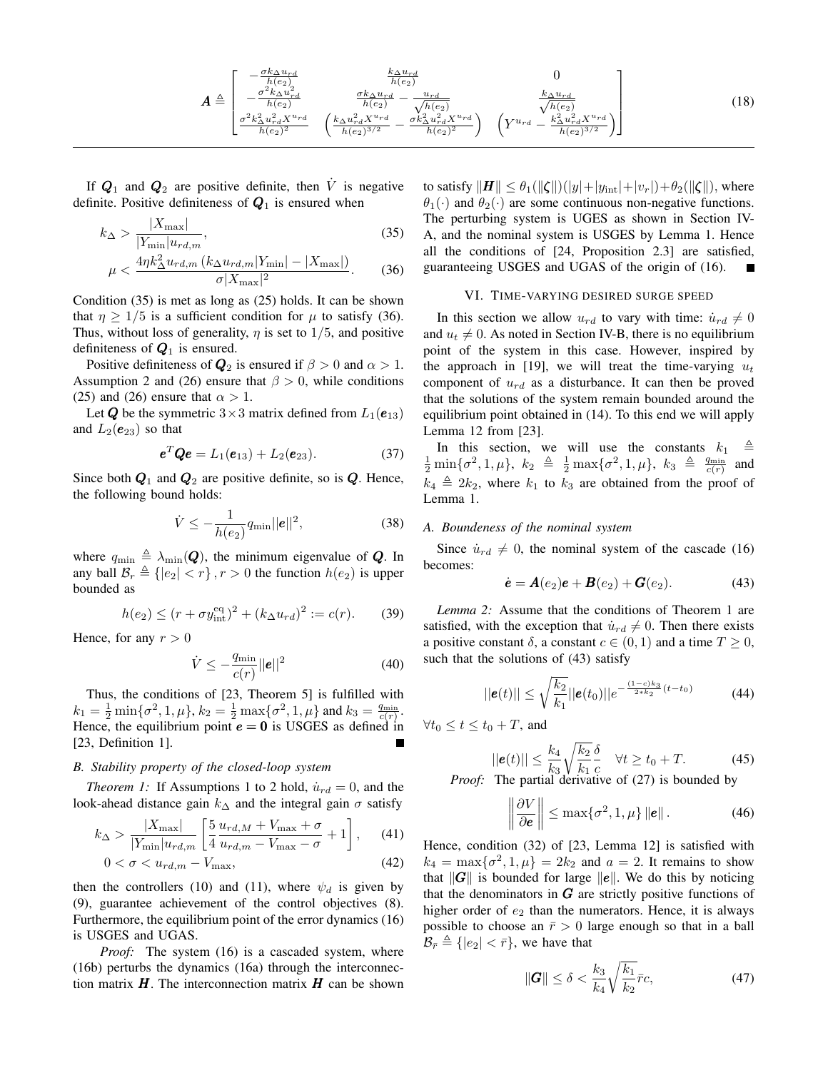$$
\boldsymbol{A} \triangleq \begin{bmatrix} -\frac{\sigma k_\Delta u_{rd}}{h(e_2)} & \frac{k_\Delta u_{rd}}{h(e_2)} & 0 \\ -\frac{\sigma^2 k_\Delta u_{rd}^2}{h(e_2)} & \frac{\sigma k_\Delta u_{rd}}{h(e_2)} - \frac{u_{rd}}{\sqrt{h(e_2)}} & \frac{k_\Delta u_{rd}}{\sqrt{h(e_2)}} \\ \frac{\sigma^2 k_\Delta^2 u_{rd}^2 X^{u_{rd}}}{h(e_2)^2} & \left(\frac{k_\Delta u_{rd}^2 X^{u_{rd}}}{h(e_2)^{3/2}} - \frac{\sigma k_\Delta^2 u_{rd}^2 X^{u_{rd}}}{h(e_2)^2}\right) & \left(Y^{u_{rd}} - \frac{k_\Delta^2 u_{rd}^2 X^{u_{rd}}}{h(e_2)^{3/2}}\right) \end{bmatrix} \tag{18}
$$

If $\boldsymbol{Q}_1$ and $\boldsymbol{Q}_2$ are positive definite, then $\dot{V}$ is negative definite. Positive definiteness of $\boldsymbol{Q}_1$ is ensured when

$$
k_\Delta > \frac{|X_{\max}|}{|Y_{\min}|u_{rd,m}}, \tag{35}
$$

$$
\mu < \frac{4\eta k_\Delta^2 u_{rd,m}\left(k_\Delta u_{rd,m}|Y_{\min}| - |X_{\max}|\right)}{\sigma |X_{\max}|^2}. \tag{36}
$$

Condition (35) is met as long as (25) holds. It can be shown that $\eta \geq 1/5$ is a sufficient condition for $\mu$ to satisfy (36). Thus, without loss of generality, $\eta$ is set to $1/5$, and positive definiteness of $\boldsymbol{Q}_1$ is ensured.

Positive definiteness of $\boldsymbol{Q}_2$ is ensured if $\beta > 0$ and $\alpha > 1$. Assumption 2 and (26) ensure that $\beta > 0$, while conditions (25) and (26) ensure that $\alpha > 1$.

Let $\boldsymbol{Q}$ be the symmetric $3\times 3$ matrix defined from $L_1(\boldsymbol{e}_{13})$ and $L_2(\boldsymbol{e}_{23})$ so that

$$
\boldsymbol{e}^T \boldsymbol{Q} \boldsymbol{e} = L_1(\boldsymbol{e}_{13}) + L_2(\boldsymbol{e}_{23}). \tag{37}
$$

Since both $\boldsymbol{Q}_1$ and $\boldsymbol{Q}_2$ are positive definite, so is $\boldsymbol{Q}$. Hence, the following bound holds:

$$
\dot{V} \leq -\frac{1}{h(e_2)} q_{\min} ||\boldsymbol{e}||^2, \tag{38}
$$

where $q_{\min} \triangleq \lambda_{\min}(\boldsymbol{Q})$, the minimum eigenvalue of $\boldsymbol{Q}$. In any ball $\mathcal{B}_r \triangleq \{|e_2| < r\}, r > 0$ the function $h(e_2)$ is upper bounded as

$$
h(e_2) \leq (r + \sigma y_{\text{int}}^{\text{eq}})^2 + (k_\Delta u_{rd})^2 := c(r). \tag{39}
$$

Hence, for any $r > 0$

$$
\dot{V} \leq -\frac{q_{\min}}{c(r)} ||\boldsymbol{e}||^2 \tag{40}
$$

Thus, the conditions of [23, Theorem 5] is fulfilled with $k_1 = \frac{1}{2}\min\{\sigma^2, 1, \mu\}$, $k_2 = \frac{1}{2}\max\{\sigma^2, 1, \mu\}$ and $k_3 = \frac{q_{\min}}{c(r)}$. Hence, the equilibrium point $\boldsymbol{e} = \boldsymbol{0}$ is USGES as defined in [23, Definition 1]. ∎

### B. Stability property of the closed-loop system

*Theorem 1:* If Assumptions 1 to 2 hold, $\dot{u}_{rd} = 0$, and the look-ahead distance gain $k_\Delta$ and the integral gain $\sigma$ satisfy

$$
k_\Delta > \frac{|X_{\max}|}{|Y_{\min}|u_{rd,m}}\left[\frac{5}{4}\frac{u_{rd,M} + V_{\max} + \sigma}{u_{rd,m} - V_{\max} - \sigma} + 1\right], \tag{41}
$$

$$
0 < \sigma < u_{rd,m} - V_{\max}, \tag{42}
$$

then the controllers (10) and (11), where $\psi_d$ is given by (9), guarantee achievement of the control objectives (8). Furthermore, the equilibrium point of the error dynamics (16) is USGES and UGAS.

*Proof:* The system (16) is a cascaded system, where (16b) perturbs the dynamics (16a) through the interconnection matrix $\boldsymbol{H}$. The interconnection matrix $\boldsymbol{H}$ can be shown to satisfy $\|\boldsymbol{H}\| \leq \theta_1(\|\boldsymbol{\zeta}\|)(|y| + |y_{\text{int}}| + |v_r|) + \theta_2(\|\boldsymbol{\zeta}\|)$, where $\theta_1(\cdot)$ and $\theta_2(\cdot)$ are some continuous non-negative functions. The perturbing system is UGES as shown in Section IV-A, and the nominal system is USGES by Lemma 1. Hence all the conditions of [24, Proposition 2.3] are satisfied, guaranteeing USGES and UGAS of the origin of (16). ∎

## VI. Time-varying desired surge speed

In this section we allow $u_{rd}$ to vary with time: $\dot{u}_{rd} \neq 0$ and $u_t \neq 0$. As noted in Section IV-B, there is no equilibrium point of the system in this case. However, inspired by the approach in [19], we will treat the time-varying $u_t$ component of $u_{rd}$ as a disturbance. It can then be proved that the solutions of the system remain bounded around the equilibrium point obtained in (14). To this end we will apply Lemma 12 from [23].

In this section, we will use the constants $k_1 \triangleq \frac{1}{2}\min\{\sigma^2, 1, \mu\}$, $k_2 \triangleq \frac{1}{2}\max\{\sigma^2, 1, \mu\}$, $k_3 \triangleq \frac{q_{\min}}{c(r)}$ and $k_4 \triangleq 2k_2$, where $k_1$ to $k_3$ are obtained from the proof of Lemma 1.

### A. Boundeness of the nominal system

Since $\dot{u}_{rd} \neq 0$, the nominal system of the cascade (16) becomes:

$$
\dot{\boldsymbol{e}} = \boldsymbol{A}(e_2)\boldsymbol{e} + \boldsymbol{B}(e_2) + \boldsymbol{G}(e_2). \tag{43}
$$

*Lemma 2:* Assume that the conditions of Theorem 1 are satisfied, with the exception that $\dot{u}_{rd} \neq 0$. Then there exists a positive constant $\delta$, a constant $c \in (0, 1)$ and a time $T \geq 0$, such that the solutions of (43) satisfy

$$
||\boldsymbol{e}(t)|| \leq \sqrt{\frac{k_2}{k_1}} ||\boldsymbol{e}(t_0)|| e^{-\frac{(1-c)k_3}{2*k_2}(t - t_0)} \tag{44}
$$

$\forall t_0 \leq t \leq t_0 + T$, and

$$
||\boldsymbol{e}(t)|| \leq \frac{k_4}{k_3}\sqrt{\frac{k_2}{k_1}}\frac{\delta}{c} \quad \forall t \geq t_0 + T. \tag{45}
$$

*Proof:* The partial derivative of (27) is bounded by

$$
\left\| \frac{\partial V}{\partial \boldsymbol{e}} \right\| \leq \max\{\sigma^2, 1, \mu\} \|\boldsymbol{e}\|. \tag{46}
$$

Hence, condition (32) of [23, Lemma 12] is satisfied with $k_4 = \max\{\sigma^2, 1, \mu\} = 2k_2$ and $a = 2$. It remains to show that $\|\boldsymbol{G}\|$ is bounded for large $\|\boldsymbol{e}\|$. We do this by noticing that the denominators in $\boldsymbol{G}$ are strictly positive functions of higher order of $e_2$ than the numerators. Hence, it is always possible to choose an $\bar{r} > 0$ large enough so that in a ball $\mathcal{B}_{\bar{r}} \triangleq \{|e_2| < \bar{r}\}$, we have that

$$
\|\boldsymbol{G}\| \leq \delta < \frac{k_3}{k_4}\sqrt{\frac{k_1}{k_2}}\bar{r}c, \tag{47}
$$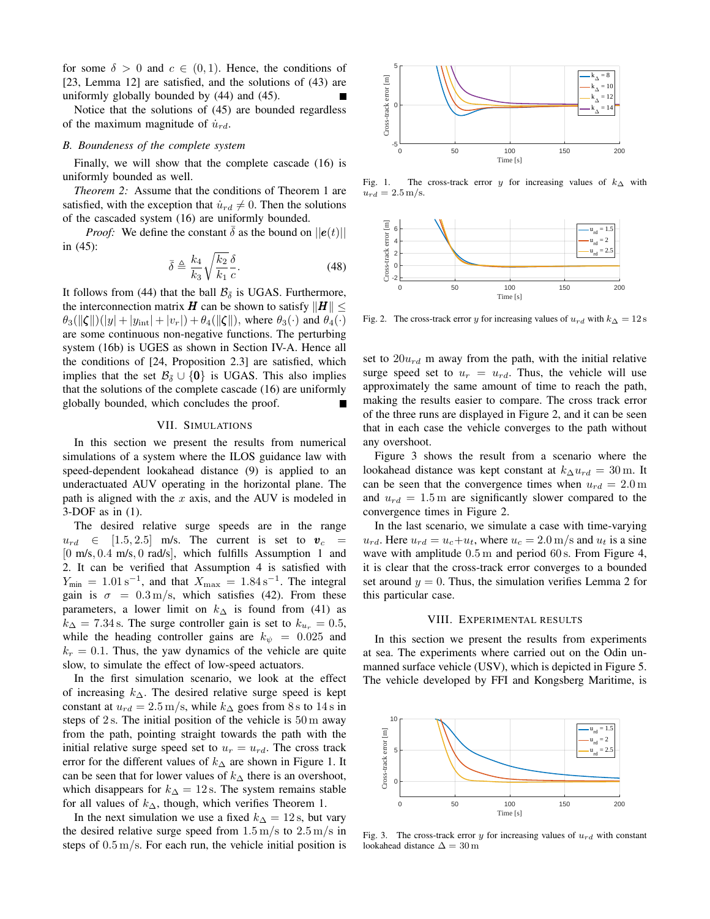for some $\delta > 0$ and $c \in (0, 1)$. Hence, the conditions of [23, Lemma 12] are satisfied, and the solutions of (43) are uniformly globally bounded by (44) and (45). ∎

Notice that the solutions of (45) are bounded regardless of the maximum magnitude of $\dot{u}_{rd}$.

### B. Boundeness of the complete system

Finally, we will show that the complete cascade (16) is uniformly bounded as well.

*Theorem 2:* Assume that the conditions of Theorem 1 are satisfied, with the exception that $\dot{u}_{rd} \neq 0$. Then the solutions of the cascaded system (16) are uniformly bounded.

*Proof:* We define the constant $\bar{\delta}$ as the bound on $||\boldsymbol{e}(t)||$ in (45):

$$\bar{\delta} \triangleq \frac{k_4}{k_3}\sqrt{\frac{k_2}{k_1}}\frac{\delta}{c}. \tag{48}$$

It follows from (44) that the ball $\mathcal{B}_{\bar{\delta}}$ is UGAS. Furthermore, the interconnection matrix $\boldsymbol{H}$ can be shown to satisfy $\|\boldsymbol{H}\| \leq \theta_3(\|\boldsymbol{\zeta}\|)(|y| + |y_{\text{int}}| + |v_r|) + \theta_4(\|\boldsymbol{\zeta}\|)$, where $\theta_3(\cdot)$ and $\theta_4(\cdot)$ are some continuous non-negative functions. The perturbing system (16b) is UGES as shown in Section IV-A. Hence all the conditions of [24, Proposition 2.3] are satisfied, which implies that the set $\mathcal{B}_{\bar{\delta}} \cup \{\boldsymbol{0}\}$ is UGAS. This also implies that the solutions of the complete cascade (16) are uniformly globally bounded, which concludes the proof. ∎

## VII. Simulations

In this section we present the results from numerical simulations of a system where the ILOS guidance law with speed-dependent lookahead distance (9) is applied to an underactuated AUV operating in the horizontal plane. The path is aligned with the $x$ axis, and the AUV is modeled in 3-DOF as in (1).

The desired relative surge speeds are in the range $u_{rd} \in [1.5, 2.5]$ m/s. The current is set to $\boldsymbol{v}_c = [0 \text{ m/s}, 0.4 \text{ m/s}, 0 \text{ rad/s}]$, which fulfills Assumption 1 and 2. It can be verified that Assumption 4 is satisfied with $Y_{\min} = 1.01\,\text{s}^{-1}$, and that $X_{\max} = 1.84\,\text{s}^{-1}$. The integral gain is $\sigma = 0.3\,\text{m/s}$, which satisfies (42). From these parameters, a lower limit on $k_\Delta$ is found from (41) as $k_\Delta = 7.34\,\text{s}$. The surge controller gain is set to $k_{u_r} = 0.5$, while the heading controller gains are $k_\psi = 0.025$ and $k_r = 0.1$. Thus, the yaw dynamics of the vehicle are quite slow, to simulate the effect of low-speed actuators.

In the first simulation scenario, we look at the effect of increasing $k_\Delta$. The desired relative surge speed is kept constant at $u_{rd} = 2.5\,\text{m/s}$, while $k_\Delta$ goes from $8\,\text{s}$ to $14\,\text{s}$ in steps of $2\,\text{s}$. The initial position of the vehicle is $50\,\text{m}$ away from the path, pointing straight towards the path with the initial relative surge speed set to $u_r = u_{rd}$. The cross track error for the different values of $k_\Delta$ are shown in Figure 1. It can be seen that for lower values of $k_\Delta$ there is an overshoot, which disappears for $k_\Delta = 12\,\text{s}$. The system remains stable for all values of $k_\Delta$, though, which verifies Theorem 1.

In the next simulation we use a fixed $k_\Delta = 12\,\text{s}$, but vary the desired relative surge speed from $1.5\,\text{m/s}$ to $2.5\,\text{m/s}$ in steps of $0.5\,\text{m/s}$. For each run, the vehicle initial position is set to $20u_{rd}$ m away from the path, with the initial relative surge speed set to $u_r = u_{rd}$. Thus, the vehicle will use approximately the same amount of time to reach the path, making the results easier to compare. The cross track error of the three runs are displayed in Figure 2, and it can be seen that in each case the vehicle converges to the path without any overshoot.

Fig. 1. The cross-track error $y$ for increasing values of $k_\Delta$ with $u_{rd} = 2.5\,\text{m/s}$.

Fig. 2. The cross-track error $y$ for increasing values of $u_{rd}$ with $k_\Delta = 12\,\text{s}$

Figure 3 shows the result from a scenario where the lookahead distance was kept constant at $k_\Delta u_{rd} = 30\,\text{m}$. It can be seen that the convergence times when $u_{rd} = 2.0\,\text{m}$ and $u_{rd} = 1.5\,\text{m}$ are significantly slower compared to the convergence times in Figure 2.

In the last scenario, we simulate a case with time-varying $u_{rd}$. Here $u_{rd} = u_c + u_t$, where $u_c = 2.0\,\text{m/s}$ and $u_t$ is a sine wave with amplitude $0.5\,\text{m}$ and period $60\,\text{s}$. From Figure 4, it is clear that the cross-track error converges to a bounded set around $y = 0$. Thus, the simulation verifies Lemma 2 for this particular case.

## VIII. Experimental Results

In this section we present the results from experiments at sea. The experiments where carried out on the Odin unmanned surface vehicle (USV), which is depicted in Figure 5. The vehicle developed by FFI and Kongsberg Maritime, is

Fig. 3. The cross-track error $y$ for increasing values of $u_{rd}$ with constant lookahead distance $\Delta = 30\,\text{m}$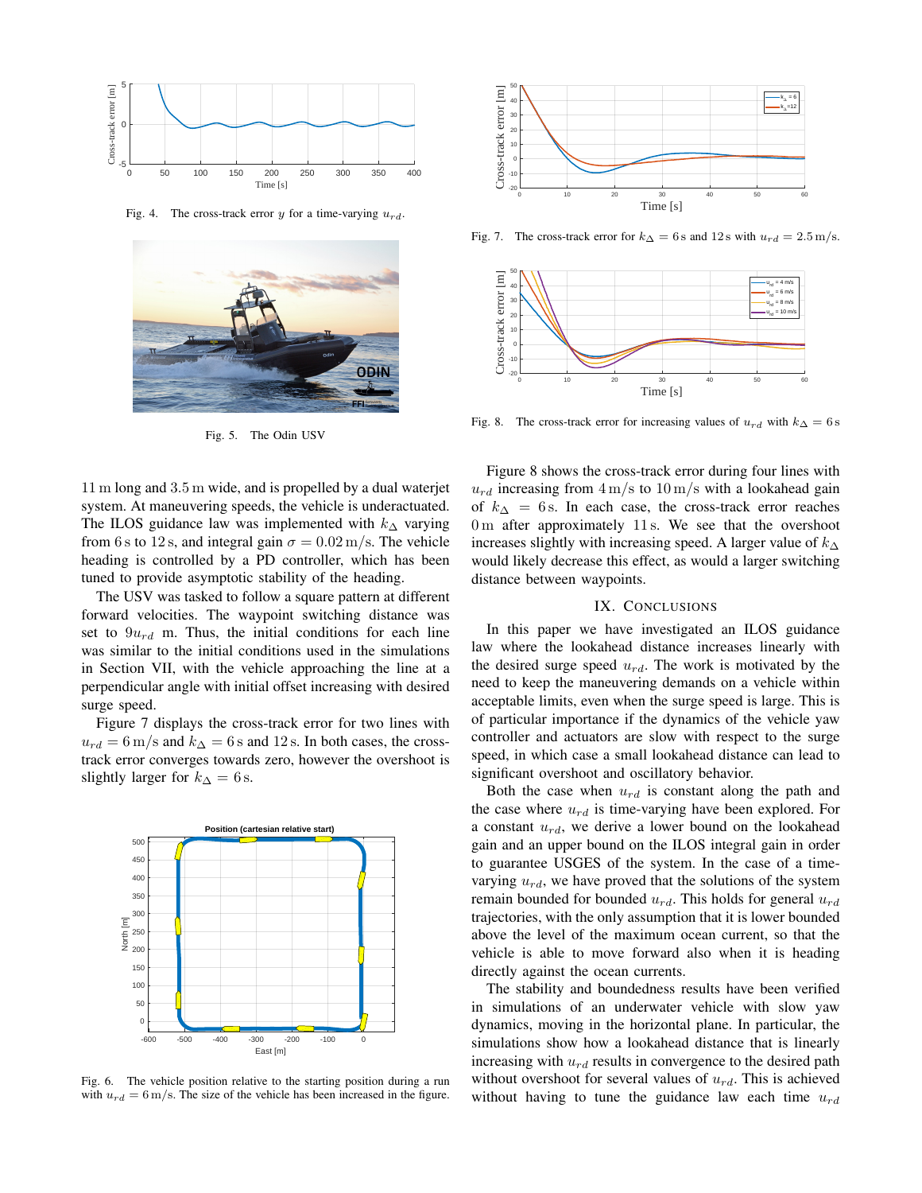Fig. 4. The cross-track error $y$ for a time-varying $u_{rd}$.

Fig. 5. The Odin USV

Fig. 6. The vehicle position relative to the starting position during a run with $u_{rd} = 6\,\mathrm{m/s}$. The size of the vehicle has been increased in the figure.

11 m long and 3.5 m wide, and is propelled by a dual waterjet system. At maneuvering speeds, the vehicle is underactuated. The ILOS guidance law was implemented with $k_\Delta$ varying from 6 s to 12 s, and integral gain $\sigma = 0.02\,\mathrm{m/s}$. The vehicle heading is controlled by a PD controller, which has been tuned to provide asymptotic stability of the heading.

The USV was tasked to follow a square pattern at different forward velocities. The waypoint switching distance was set to $9u_{rd}$ m. Thus, the initial conditions for each line was similar to the initial conditions used in the simulations in Section VII, with the vehicle approaching the line at a perpendicular angle with initial offset increasing with desired surge speed.

Figure 7 displays the cross-track error for two lines with $u_{rd} = 6\,\mathrm{m/s}$ and $k_\Delta = 6\,\mathrm{s}$ and $12\,\mathrm{s}$. In both cases, the cross-track error converges towards zero, however the overshoot is slightly larger for $k_\Delta = 6\,\mathrm{s}$.

Fig. 7. The cross-track error for $k_\Delta = 6\,\mathrm{s}$ and $12\,\mathrm{s}$ with $u_{rd} = 2.5\,\mathrm{m/s}$.

Fig. 8. The cross-track error for increasing values of $u_{rd}$ with $k_\Delta = 6\,\mathrm{s}$

Figure 8 shows the cross-track error during four lines with $u_{rd}$ increasing from $4\,\mathrm{m/s}$ to $10\,\mathrm{m/s}$ with a lookahead gain of $k_\Delta = 6\,\mathrm{s}$. In each case, the cross-track error reaches 0 m after approximately 11 s. We see that the overshoot increases slightly with increasing speed. A larger value of $k_\Delta$ would likely decrease this effect, as would a larger switching distance between waypoints.

## IX. Conclusions

In this paper we have investigated an ILOS guidance law where the lookahead distance increases linearly with the desired surge speed $u_{rd}$. The work is motivated by the need to keep the maneuvering demands on a vehicle within acceptable limits, even when the surge speed is large. This is of particular importance if the dynamics of the vehicle yaw controller and actuators are slow with respect to the surge speed, in which case a small lookahead distance can lead to significant overshoot and oscillatory behavior.

Both the case when $u_{rd}$ is constant along the path and the case where $u_{rd}$ is time-varying have been explored. For a constant $u_{rd}$, we derive a lower bound on the lookahead gain and an upper bound on the ILOS integral gain in order to guarantee USGES of the system. In the case of a time-varying $u_{rd}$, we have proved that the solutions of the system remain bounded for bounded $u_{rd}$. This holds for general $u_{rd}$ trajectories, with the only assumption that it is lower bounded above the level of the maximum ocean current, so that the vehicle is able to move forward also when it is heading directly against the ocean currents.

The stability and boundedness results have been verified in simulations of an underwater vehicle with slow yaw dynamics, moving in the horizontal plane. In particular, the simulations show how a lookahead distance that is linearly increasing with $u_{rd}$ results in convergence to the desired path without overshoot for several values of $u_{rd}$. This is achieved without having to tune the guidance law each time $u_{rd}$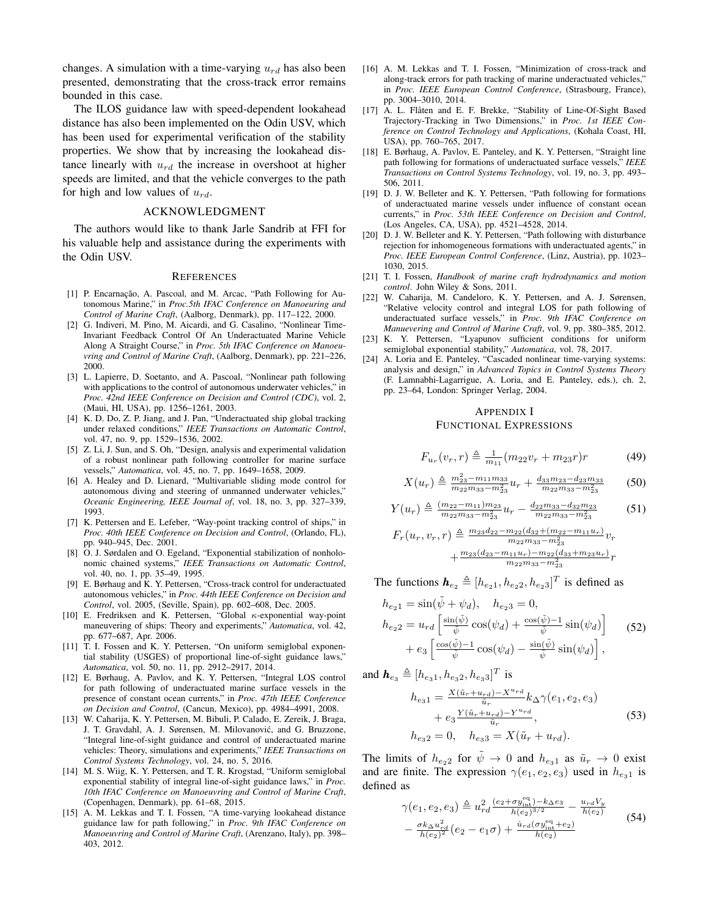changes. A simulation with a time-varying $u_{rd}$ has also been presented, demonstrating that the cross-track error remains bounded in this case.

The ILOS guidance law with speed-dependent lookahead distance has also been implemented on the Odin USV, which has been used for experimental verification of the stability properties. We show that by increasing the lookahead distance linearly with $u_{rd}$ the increase in overshoot at higher speeds are limited, and that the vehicle converges to the path for high and low values of $u_{rd}$.

## ACKNOWLEDGMENT

The authors would like to thank Jarle Sandrib at FFI for his valuable help and assistance during the experiments with the Odin USV.

## REFERENCES

[1] P. Encarnação, A. Pascoal, and M. Arcac, "Path Following for Autonomous Marine," in *Proc.5th IFAC Conference on Manoeuring and Control of Marine Craft*, (Aalborg, Denmark), pp. 117–122, 2000.

[2] G. Indiveri, M. Pino, M. Aicardi, and G. Casalino, "Nonlinear Time-Invariant Feedback Control Of An Underactuated Marine Vehicle Along A Straight Course," in *Proc. 5th IFAC Conference on Manoeuvring and Control of Marine Craft*, (Aalborg, Denmark), pp. 221–226, 2000.

[3] L. Lapierre, D. Soetanto, and A. Pascoal, "Nonlinear path following with applications to the control of autonomous underwater vehicles," in *Proc. 42nd IEEE Conference on Decision and Control (CDC)*, vol. 2, (Maui, HI, USA), pp. 1256–1261, 2003.

[4] K. D. Do, Z. P. Jiang, and J. Pan, "Underactuated ship global tracking under relaxed conditions," *IEEE Transactions on Automatic Control*, vol. 47, no. 9, pp. 1529–1536, 2002.

[5] Z. Li, J. Sun, and S. Oh, "Design, analysis and experimental validation of a robust nonlinear path following controller for marine surface vessels," *Automatica*, vol. 45, no. 7, pp. 1649–1658, 2009.

[6] A. Healey and D. Lienard, "Multivariable sliding mode control for autonomous diving and steering of unmanned underwater vehicles," *Oceanic Engineering, IEEE Journal of*, vol. 18, no. 3, pp. 327–339, 1993.

[7] K. Pettersen and E. Lefeber, "Way-point tracking control of ships," in *Proc. 40th IEEE Conference on Decision and Control*, (Orlando, FL), pp. 940–945, Dec. 2001.

[8] O. J. Sørdalen and O. Egeland, "Exponential stabilization of nonholonomic chained systems," *IEEE Transactions on Automatic Control*, vol. 40, no. 1, pp. 35–49, 1995.

[9] E. Børhaug and K. Y. Pettersen, "Cross-track control for underactuated autonomous vehicles," in *Proc. 44th IEEE Conference on Decision and Control*, vol. 2005, (Seville, Spain), pp. 602–608, Dec. 2005.

[10] E. Fredriksen and K. Pettersen, "Global $\kappa$-exponential way-point maneuvering of ships: Theory and experiments," *Automatica*, vol. 42, pp. 677–687, Apr. 2006.

[11] T. I. Fossen and K. Y. Pettersen, "On uniform semiglobal exponential stability (USGES) of proportional line-of-sight guidance laws," *Automatica*, vol. 50, no. 11, pp. 2912–2917, 2014.

[12] E. Børhaug, A. Pavlov, and K. Y. Pettersen, "Integral LOS control for path following of underactuated marine surface vessels in the presence of constant ocean currents," in *Proc. 47th IEEE Conference on Decision and Control*, (Cancun, Mexico), pp. 4984–4991, 2008.

[13] W. Caharija, K. Y. Pettersen, M. Bibuli, P. Calado, E. Zereik, J. Braga, J. T. Gravdahl, A. J. Sørensen, M. Milovanović, and G. Bruzzone, "Integral line-of-sight guidance and control of underactuated marine vehicles: Theory, simulations and experiments," *IEEE Transactions on Control Systems Technology*, vol. 24, no. 5, 2016.

[14] M. S. Wiig, K. Y. Pettersen, and T. R. Krogstad, "Uniform semiglobal exponential stability of integral line-of-sight guidance laws," in *Proc. 10th IFAC Conference on Manoeuvring and Control of Marine Craft*, (Copenhagen, Denmark), pp. 61–68, 2015.

[15] A. M. Lekkas and T. I. Fossen, "A time-varying lookahead distance guidance law for path following," in *Proc. 9th IFAC Conference on Manoeuvring and Control of Marine Craft*, (Arenzano, Italy), pp. 398–403, 2012.

[16] A. M. Lekkas and T. I. Fossen, "Minimization of cross-track and along-track errors for path tracking of marine underactuated vehicles," in *Proc. IEEE European Control Conference*, (Strasbourg, France), pp. 3004–3010, 2014.

[17] A. L. Flåten and E. F. Brekke, "Stability of Line-Of-Sight Based Trajectory-Tracking in Two Dimensions," in *Proc. 1st IEEE Conference on Control Technology and Applications*, (Kohala Coast, HI, USA), pp. 760–765, 2017.

[18] E. Børhaug, A. Pavlov, E. Panteley, and K. Y. Pettersen, "Straight line path following for formations of underactuated surface vessels," *IEEE Transactions on Control Systems Technology*, vol. 19, no. 3, pp. 493–506, 2011.

[19] D. J. W. Belleter and K. Y. Pettersen, "Path following for formations of underactuated marine vessels under influence of constant ocean currents," in *Proc. 53th IEEE Conference on Decision and Control*, (Los Angeles, CA, USA), pp. 4521–4528, 2014.

[20] D. J. W. Belleter and K. Y. Pettersen, "Path following with disturbance rejection for inhomogeneous formations with underactuated agents," in *Proc. IEEE European Control Conference*, (Linz, Austria), pp. 1023–1030, 2015.

[21] T. I. Fossen, *Handbook of marine craft hydrodynamics and motion control*. John Wiley & Sons, 2011.

[22] W. Caharija, M. Candeloro, K. Y. Pettersen, and A. J. Sørensen, "Relative velocity control and integral LOS for path following of underactuated surface vessels," in *Proc. 9th IFAC Conference on Manuevering and Control of Marine Craft*, vol. 9, pp. 380–385, 2012.

[23] K. Y. Pettersen, "Lyapunov sufficient conditions for uniform semiglobal exponential stability," *Automatica*, vol. 78, 2017.

[24] A. Loria and E. Panteley, "Cascaded nonlinear time-varying systems: analysis and design," in *Advanced Topics in Control Systems Theory* (F. Lamnabhi-Lagarrigue, A. Loria, and E. Panteley, eds.), ch. 2, pp. 23–64, London: Springer Verlag, 2004.

## APPENDIX I
## FUNCTIONAL EXPRESSIONS

$$F_{u_r}(v_r, r) \triangleq \tfrac{1}{m_{11}}(m_{22}v_r + m_{23}r)r \tag{49}$$

$$X(u_r) \triangleq \tfrac{m_{23}^2 - m_{11}m_{33}}{m_{22}m_{33} - m_{23}^2}u_r + \tfrac{d_{33}m_{23} - d_{23}m_{33}}{m_{22}m_{33} - m_{23}^2} \tag{50}$$

$$Y(u_r) \triangleq \tfrac{(m_{22} - m_{11})m_{23}}{m_{22}m_{33} - m_{23}^2}u_r - \tfrac{d_{22}m_{33} - d_{32}m_{23}}{m_{22}m_{33} - m_{23}^2} \tag{51}$$

$$\begin{aligned} F_r(u_r, v_r, r) \triangleq\ & \tfrac{m_{23}d_{22} - m_{22}(d_{32} + (m_{22} - m_{11}u_r)}{m_{22}m_{33} - m_{23}^2}v_r \\ & + \tfrac{m_{23}(d_{23} - m_{11}u_r) - m_{22}(d_{33} + m_{23}u_r)}{m_{22}m_{33} - m_{23}^2}r \end{aligned}$$

The functions $\boldsymbol{h}_{e_2} \triangleq [h_{e_21}, h_{e_22}, h_{e_23}]^T$ is defined as

$$\begin{aligned} h_{e_21} &= \sin(\tilde{\psi} + \psi_d), \quad h_{e_23} = 0, \\ h_{e_22} &= u_{rd}\left[\tfrac{\sin(\tilde{\psi})}{\tilde{\psi}}\cos(\psi_d) + \tfrac{\cos(\tilde{\psi}) - 1}{\tilde{\psi}}\sin(\psi_d)\right] \\ &\quad + e_3\left[\tfrac{\cos(\tilde{\psi}) - 1}{\tilde{\psi}}\cos(\psi_d) - \tfrac{\sin(\tilde{\psi})}{\tilde{\psi}}\sin(\psi_d)\right], \end{aligned} \tag{52}$$

and $\boldsymbol{h}_{e_3} \triangleq [h_{e_31}, h_{e_32}, h_{e_33}]^T$ is

$$\begin{aligned} h_{e_31} &= \tfrac{X(\tilde{u}_r + u_{rd}) - X^{u_{rd}}}{\tilde{u}_r}k_\Delta\gamma(e_1, e_2, e_3) \\ &\quad + e_3\tfrac{Y(\tilde{u}_r + u_{rd}) - Y^{u_{rd}}}{\tilde{u}_r}, \\ h_{e_32} &= 0, \quad h_{e_33} = X(\tilde{u}_r + u_{rd}). \end{aligned} \tag{53}$$

The limits of $h_{e_22}$ for $\tilde{\psi} \to 0$ and $h_{e_31}$ as $\tilde{u}_r \to 0$ exist and are finite. The expression $\gamma(e_1, e_2, e_3)$ used in $h_{e_31}$ is defined as

$$\begin{aligned} \gamma(e_1, e_2, e_3) \triangleq\ & u_{rd}^2\tfrac{(e_2 + \sigma y_{\text{int}}^{\text{eq}}) - k_\Delta e_3}{h(e_2)^{3/2}} - \tfrac{u_{rd}V_y}{h(e_2)} \\ & - \tfrac{\sigma k_\Delta u_{rd}^2}{h(e_2)^2}(e_2 - e_1\sigma) + \tfrac{\dot{u}_{rd}(\sigma y_{\text{int}}^{\text{eq}} + e_2)}{h(e_2)} \end{aligned} \tag{54}$$